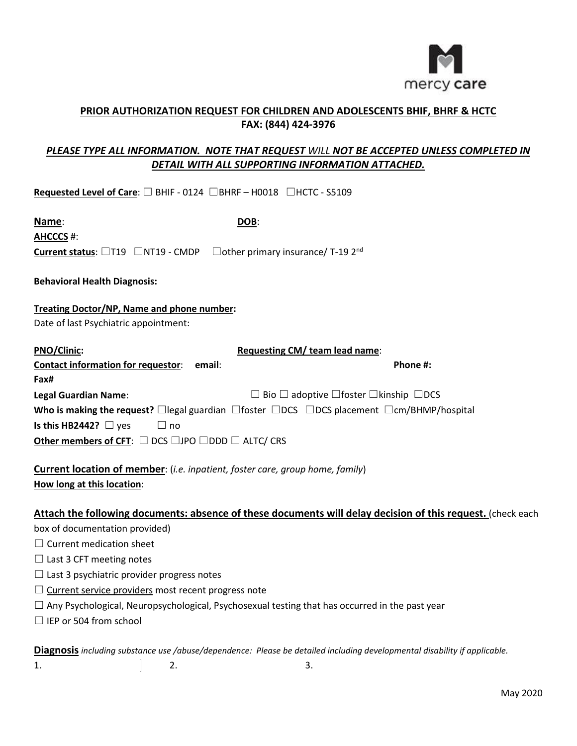mercy care

## PRIOR AUTHORIZATION REQUEST FOR CHILDREN AND ADOLESCENTS BHIF, BHRF & HCTC

**FAX: (844) 424-3976**

***PLEASE TYPE ALL INFORMATION. NOTE THAT REQUEST*** *WILL* ***NOT BE ACCEPTED UNLESS COMPLETED IN DETAIL WITH ALL SUPPORTING INFORMATION ATTACHED.***

**Requested Level of Care**: ☐ BHIF - 0124 ☐BHRF – H0018 ☐HCTC - S5109

**Name**: **DOB**:

**AHCCCS** #:

**Current status**: ☐T19 ☐NT19 - CMDP ☐other primary insurance/ T-19 2nd

**Behavioral Health Diagnosis:**

**Treating Doctor/NP, Name and phone number:**

Date of last Psychiatric appointment:

**PNO/Clinic:** **Requesting CM/ team lead name**:

**Contact information for requestor**: **email**: **Phone #:**

**Fax#**

**Legal Guardian Name**: ☐ Bio ☐ adoptive ☐foster ☐kinship ☐DCS

**Who is making the request?** ☐legal guardian ☐foster ☐DCS ☐DCS placement ☐cm/BHMP/hospital

**Is this HB2442?** ☐ yes ☐ no

**Other members of CFT**: ☐ DCS ☐JPO ☐DDD ☐ ALTC/ CRS

**Current location of member**: (*i.e. inpatient, foster care, group home, family*)

**How long at this location**:

**Attach the following documents: absence of these documents will delay decision of this request.** (check each box of documentation provided)

☐ Current medication sheet

☐ Last 3 CFT meeting notes

☐ Last 3 psychiatric provider progress notes

☐ Current service providers most recent progress note

☐ Any Psychological, Neuropsychological, Psychosexual testing that has occurred in the past year

☐ IEP or 504 from school

**Diagnosis** *including substance use /abuse/dependence: Please be detailed including developmental disability if applicable.*

1. 2. 3.

May 2020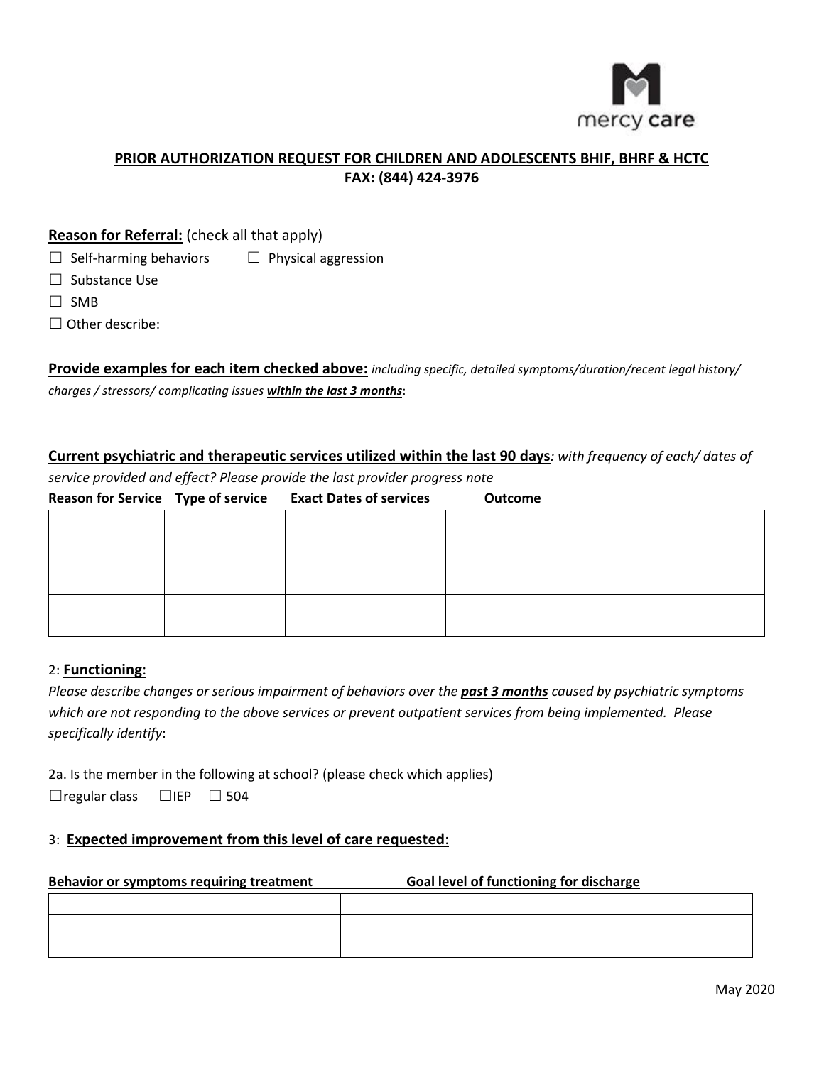**PRIOR AUTHORIZATION REQUEST FOR CHILDREN AND ADOLESCENTS BHIF, BHRF & HCTC**
**FAX: (844) 424-3976**

**Reason for Referral:** (check all that apply)

☐ Self-harming behaviors ☐ Physical aggression
☐ Substance Use
☐ SMB
☐ Other describe:

**Provide examples for each item checked above:** *including specific, detailed symptoms/duration/recent legal history/ charges / stressors/ complicating issues **within the last 3 months***:

**Current psychiatric and therapeutic services utilized within the last 90 days***: with frequency of each/ dates of service provided and effect? Please provide the last provider progress note*

| Reason for Service | Type of service | Exact Dates of services | Outcome |
|---|---|---|---|
| | | | |
| | | | |
| | | | |

2: **Functioning**:

*Please describe changes or serious impairment of behaviors over the **past 3 months** caused by psychiatric symptoms which are not responding to the above services or prevent outpatient services from being implemented. Please specifically identify*:

2a. Is the member in the following at school? (please check which applies)

☐regular class ☐IEP ☐ 504

3: **Expected improvement from this level of care requested**:

| Behavior or symptoms requiring treatment | Goal level of functioning for discharge |
|---|---|
| | |
| | |
| | |

May 2020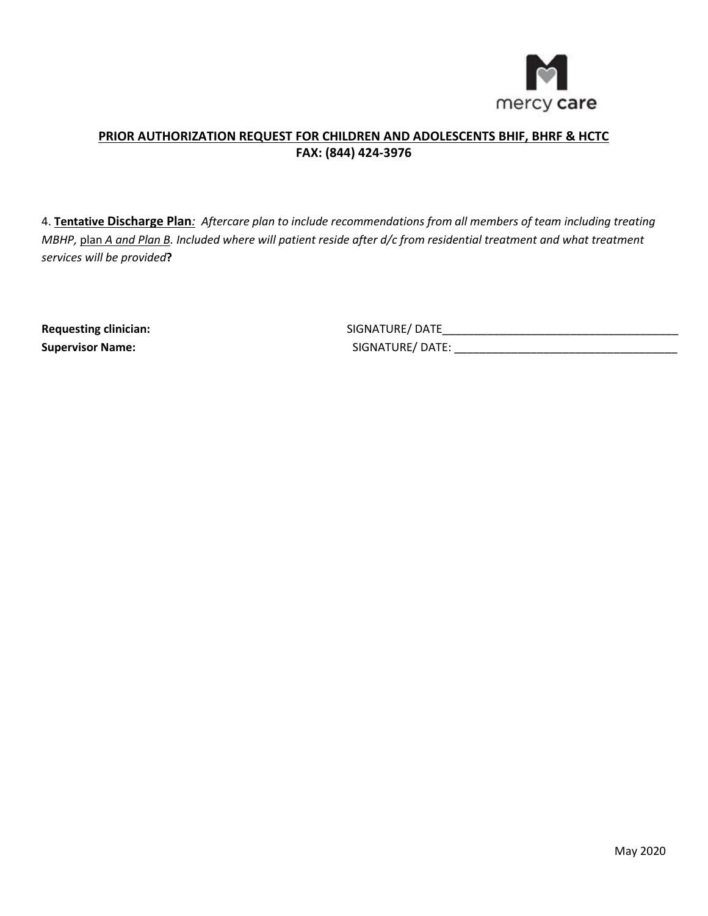**PRIOR AUTHORIZATION REQUEST FOR CHILDREN AND ADOLESCENTS BHIF, BHRF & HCTC**
**FAX: (844) 424-3976**

4. **Tentative Discharge Plan**: *Aftercare plan to include recommendations from all members of team including treating MBHP,* plan *A and Plan B. Included where will patient reside after d/c from residential treatment and what treatment services will be provided***?**

**Requesting clinician:** SIGNATURE/ DATE______________________________________

**Supervisor Name:** SIGNATURE/ DATE: ___________________________________

May 2020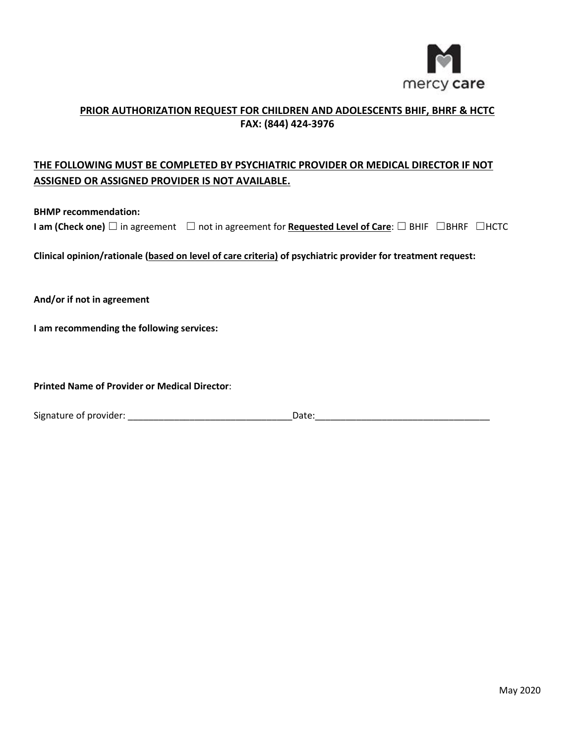mercy care

**PRIOR AUTHORIZATION REQUEST FOR CHILDREN AND ADOLESCENTS BHIF, BHRF & HCTC**
**FAX: (844) 424-3976**

**THE FOLLOWING MUST BE COMPLETED BY PSYCHIATRIC PROVIDER OR MEDICAL DIRECTOR IF NOT ASSIGNED OR ASSIGNED PROVIDER IS NOT AVAILABLE.**

**BHMP recommendation:**

**I am (Check one)** ☐ in agreement ☐ not in agreement for **Requested Level of Care**: ☐ BHIF ☐BHRF ☐HCTC

**Clinical opinion/rationale (based on level of care criteria) of psychiatric provider for treatment request:**

**And/or if not in agreement**

**I am recommending the following services:**

**Printed Name of Provider or Medical Director**:

Signature of provider: ________________________________Date:__________________________________

May 2020